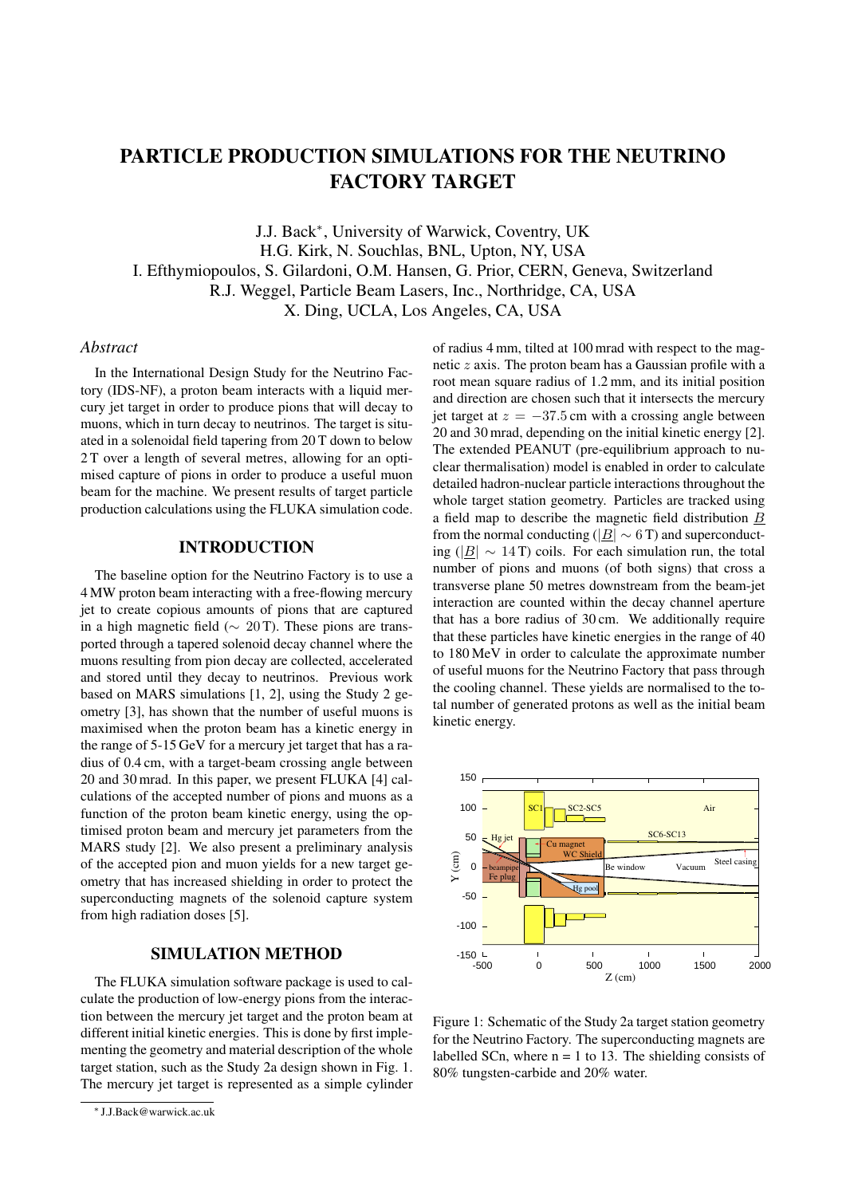# PARTICLE PRODUCTION SIMULATIONS FOR THE NEUTRINO FACTORY TARGET

J.J. Back*, University of Warwick, Coventry, UK
H.G. Kirk, N. Souchlas, BNL, Upton, NY, USA
I. Efthymiopoulos, S. Gilardoni, O.M. Hansen, G. Prior, CERN, Geneva, Switzerland
R.J. Weggel, Particle Beam Lasers, Inc., Northridge, CA, USA
X. Ding, UCLA, Los Angeles, CA, USA

*Abstract*

In the International Design Study for the Neutrino Factory (IDS-NF), a proton beam interacts with a liquid mercury jet target in order to produce pions that will decay to muons, which in turn decay to neutrinos. The target is situated in a solenoidal field tapering from 20 T down to below 2 T over a length of several metres, allowing for an optimised capture of pions in order to produce a useful muon beam for the machine. We present results of target particle production calculations using the FLUKA simulation code.

## INTRODUCTION

The baseline option for the Neutrino Factory is to use a 4 MW proton beam interacting with a free-flowing mercury jet to create copious amounts of pions that are captured in a high magnetic field ($\sim 20$ T). These pions are transported through a tapered solenoid decay channel where the muons resulting from pion decay are collected, accelerated and stored until they decay to neutrinos. Previous work based on MARS simulations [1, 2], using the Study 2 geometry [3], has shown that the number of useful muons is maximised when the proton beam has a kinetic energy in the range of 5-15 GeV for a mercury jet target that has a radius of 0.4 cm, with a target-beam crossing angle between 20 and 30 mrad. In this paper, we present FLUKA [4] calculations of the accepted number of pions and muons as a function of the proton beam kinetic energy, using the optimised proton beam and mercury jet parameters from the MARS study [2]. We also present a preliminary analysis of the accepted pion and muon yields for a new target geometry that has increased shielding in order to protect the superconducting magnets of the solenoid capture system from high radiation doses [5].

## SIMULATION METHOD

The FLUKA simulation software package is used to calculate the production of low-energy pions from the interaction between the mercury jet target and the proton beam at different initial kinetic energies. This is done by first implementing the geometry and material description of the whole target station, such as the Study 2a design shown in Fig. 1. The mercury jet target is represented as a simple cylinder of radius 4 mm, tilted at 100 mrad with respect to the magnetic $z$ axis. The proton beam has a Gaussian profile with a root mean square radius of 1.2 mm, and its initial position and direction are chosen such that it intersects the mercury jet target at $z = -37.5$ cm with a crossing angle between 20 and 30 mrad, depending on the initial kinetic energy [2]. The extended PEANUT (pre-equilibrium approach to nuclear thermalisation) model is enabled in order to calculate detailed hadron-nuclear particle interactions throughout the whole target station geometry. Particles are tracked using a field map to describe the magnetic field distribution $\underline{B}$ from the normal conducting ($|\underline{B}| \sim 6$ T) and superconducting ($|\underline{B}| \sim 14$ T) coils. For each simulation run, the total number of pions and muons (of both signs) that cross a transverse plane 50 metres downstream from the beam-jet interaction are counted within the decay channel aperture that has a bore radius of 30 cm. We additionally require that these particles have kinetic energies in the range of 40 to 180 MeV in order to calculate the approximate number of useful muons for the Neutrino Factory that pass through the cooling channel. These yields are normalised to the total number of generated protons as well as the initial beam kinetic energy.

Figure 1: Schematic of the Study 2a target station geometry for the Neutrino Factory. The superconducting magnets are labelled SCn, where n = 1 to 13. The shielding consists of 80% tungsten-carbide and 20% water.

* J.J.Back@warwick.ac.uk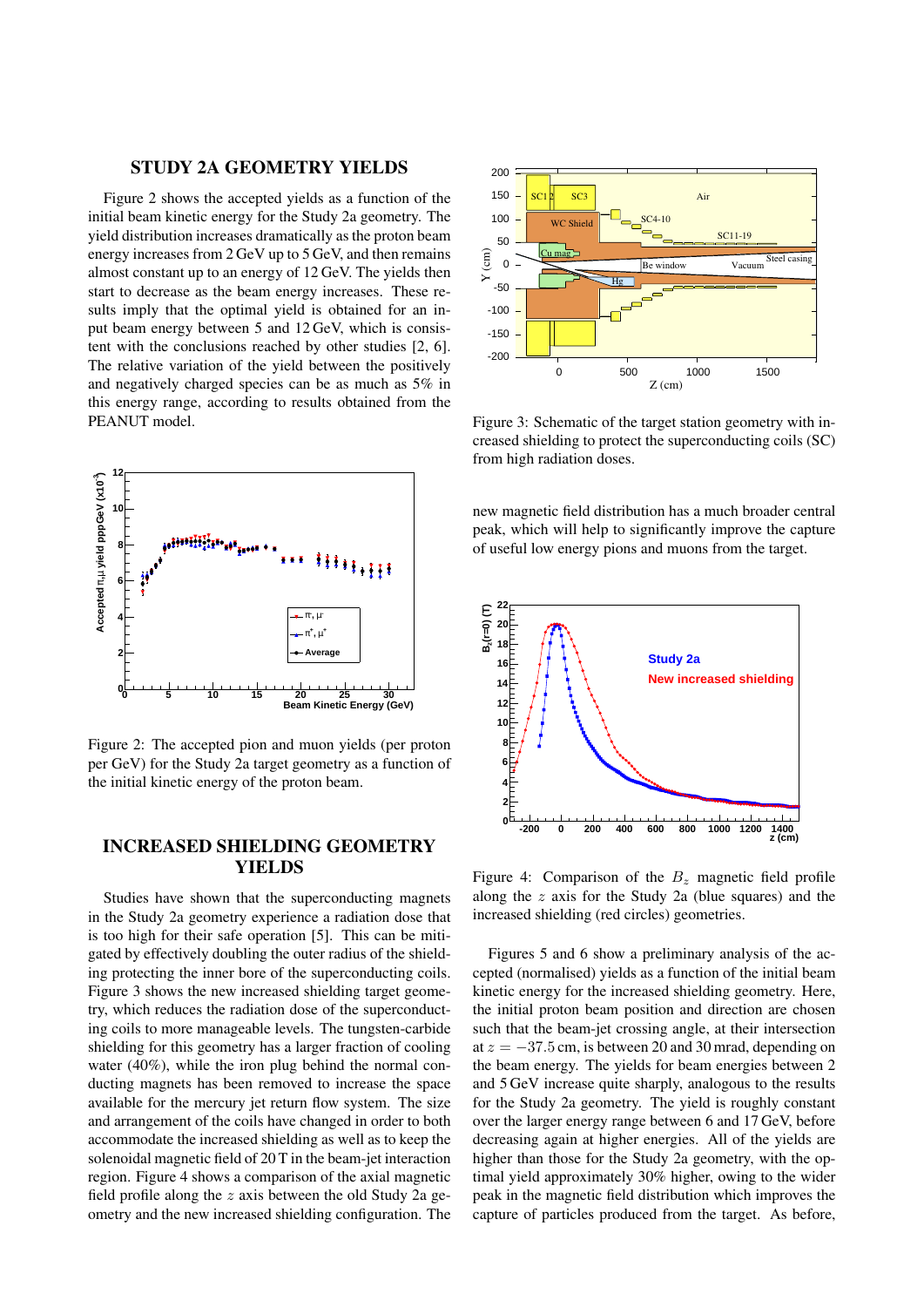## STUDY 2A GEOMETRY YIELDS

Figure 2 shows the accepted yields as a function of the initial beam kinetic energy for the Study 2a geometry. The yield distribution increases dramatically as the proton beam energy increases from 2 GeV up to 5 GeV, and then remains almost constant up to an energy of 12 GeV. The yields then start to decrease as the beam energy increases. These results imply that the optimal yield is obtained for an input beam energy between 5 and 12 GeV, which is consistent with the conclusions reached by other studies [2, 6]. The relative variation of the yield between the positively and negatively charged species can be as much as 5% in this energy range, according to results obtained from the PEANUT model.

Figure 2: The accepted pion and muon yields (per proton per GeV) for the Study 2a target geometry as a function of the initial kinetic energy of the proton beam.

## INCREASED SHIELDING GEOMETRY YIELDS

Studies have shown that the superconducting magnets in the Study 2a geometry experience a radiation dose that is too high for their safe operation [5]. This can be mitigated by effectively doubling the outer radius of the shielding protecting the inner bore of the superconducting coils. Figure 3 shows the new increased shielding target geometry, which reduces the radiation dose of the superconducting coils to more manageable levels. The tungsten-carbide shielding for this geometry has a larger fraction of cooling water (40%), while the iron plug behind the normal conducting magnets has been removed to increase the space available for the mercury jet return flow system. The size and arrangement of the coils have changed in order to both accommodate the increased shielding as well as to keep the solenoidal magnetic field of 20 T in the beam-jet interaction region. Figure 4 shows a comparison of the axial magnetic field profile along the $z$ axis between the old Study 2a geometry and the new increased shielding configuration. The new magnetic field distribution has a much broader central peak, which will help to significantly improve the capture of useful low energy pions and muons from the target.

Figure 3: Schematic of the target station geometry with increased shielding to protect the superconducting coils (SC) from high radiation doses.

Figure 4: Comparison of the $B_z$ magnetic field profile along the $z$ axis for the Study 2a (blue squares) and the increased shielding (red circles) geometries.

Figures 5 and 6 show a preliminary analysis of the accepted (normalised) yields as a function of the initial beam kinetic energy for the increased shielding geometry. Here, the initial proton beam position and direction are chosen such that the beam-jet crossing angle, at their intersection at $z = -37.5$ cm, is between 20 and 30 mrad, depending on the beam energy. The yields for beam energies between 2 and 5 GeV increase quite sharply, analogous to the results for the Study 2a geometry. The yield is roughly constant over the larger energy range between 6 and 17 GeV, before decreasing again at higher energies. All of the yields are higher than those for the Study 2a geometry, with the optimal yield approximately 30% higher, owing to the wider peak in the magnetic field distribution which improves the capture of particles produced from the target. As before,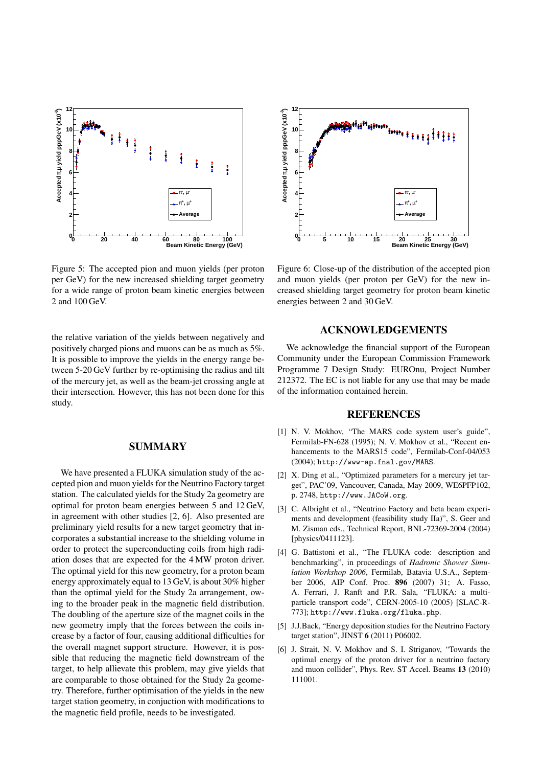Accepted π,μ yield pppGeV (x10$^{-3}$)

12
10
8
6
4
2
0

0 20 40 60 80 100

Beam Kinetic Energy (GeV)

π$^-$, μ$^-$
π$^+$, μ$^+$
Average

Figure 5: The accepted pion and muon yields (per proton per GeV) for the new increased shielding target geometry for a wide range of proton beam kinetic energies between 2 and 100 GeV.

Accepted π,μ yield pppGeV (x10$^{-3}$)

12
10
8
6
4
2
0

0 5 10 15 20 25 30

Beam Kinetic Energy (GeV)

π$^-$, μ$^-$
π$^+$, μ$^+$
Average

Figure 6: Close-up of the distribution of the accepted pion and muon yields (per proton per GeV) for the new increased shielding target geometry for proton beam kinetic energies between 2 and 30 GeV.

the relative variation of the yields between negatively and positively charged pions and muons can be as much as 5%. It is possible to improve the yields in the energy range between 5-20 GeV further by re-optimising the radius and tilt of the mercury jet, as well as the beam-jet crossing angle at their intersection. However, this has not been done for this study.

## SUMMARY

We have presented a FLUKA simulation study of the accepted pion and muon yields for the Neutrino Factory target station. The calculated yields for the Study 2a geometry are optimal for proton beam energies between 5 and 12 GeV, in agreement with other studies [2, 6]. Also presented are preliminary yield results for a new target geometry that incorporates a substantial increase to the shielding volume in order to protect the superconducting coils from high radiation doses that are expected for the 4 MW proton driver. The optimal yield for this new geometry, for a proton beam energy approximately equal to 13 GeV, is about 30% higher than the optimal yield for the Study 2a arrangement, owing to the broader peak in the magnetic field distribution. The doubling of the aperture size of the magnet coils in the new geometry imply that the forces between the coils increase by a factor of four, causing additional difficulties for the overall magnet support structure. However, it is possible that reducing the magnetic field downstream of the target, to help allevіate this problem, may give yields that are comparable to those obtained for the Study 2a geometry. Therefore, further optimisation of the yields in the new target station geometry, in conjuction with modifications to the magnetic field profile, needs to be investigated.

## ACKNOWLEDGEMENTS

We acknowledge the financial support of the European Community under the European Commission Framework Programme 7 Design Study: EUROnu, Project Number 212372. The EC is not liable for any use that may be made of the information contained herein.

## REFERENCES

[1] N. V. Mokhov, "The MARS code system user's guide", Fermilab-FN-628 (1995); N. V. Mokhov et al., "Recent enhancements to the MARS15 code", Fermilab-Conf-04/053 (2004); `http://www-ap.fnal.gov/MARS`.

[2] X. Ding et al., "Optimized parameters for a mercury jet target", PAC'09, Vancouver, Canada, May 2009, WE6PFP102, p. 2748, `http://www.JACoW.org`.

[3] C. Albright et al., "Neutrino Factory and beta beam experiments and development (feasibility study IIa)", S. Geer and M. Zisman eds., Technical Report, BNL-72369-2004 (2004) [physics/0411123].

[4] G. Battistoni et al., "The FLUKA code: description and benchmarking", in proceedings of *Hadronic Shower Simulation Workshop 2006*, Fermilab, Batavia U.S.A., September 2006, AIP Conf. Proc. **896** (2007) 31; A. Fasso, A. Ferrari, J. Ranft and P.R. Sala, "FLUKA: a multiparticle transport code", CERN-2005-10 (2005) [SLAC-R-773]; `http://www.fluka.org/fluka.php`.

[5] J.J.Back, "Energy deposition studies for the Neutrino Factory target station", JINST **6** (2011) P06002.

[6] J. Strait, N. V. Mokhov and S. I. Striganov, "Towards the optimal energy of the proton driver for a neutrino factory and muon collider", Phys. Rev. ST Accel. Beams **13** (2010) 111001.